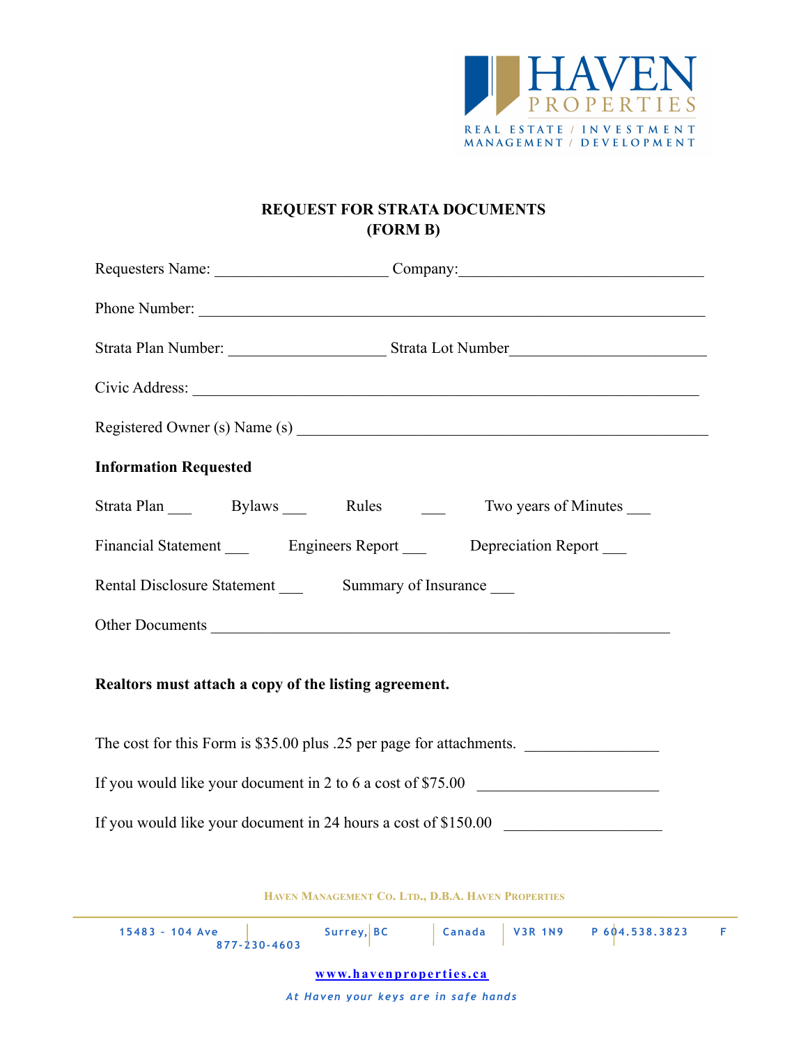HAVEN PROPERTIES

REAL ESTATE / INVESTMENT
MANAGEMENT / DEVELOPMENT

**REQUEST FOR STRATA DOCUMENTS**
**(FORM B)**

Requesters Name: ______________________ Company:_______________________________

Phone Number: ________________________________________________________________

Strata Plan Number: ____________________ Strata Lot Number_________________________

Civic Address: ________________________________________________________________

Registered Owner (s) Name (s) _______________________________________________

**Information Requested**

Strata Plan ___ Bylaws ___ Rules ___ Two years of Minutes ___

Financial Statement ___ Engineers Report ___ Depreciation Report ___

Rental Disclosure Statement ___ Summary of Insurance ___

Other Documents ___________________________________________________________

**Realtors must attach a copy of the listing agreement.**

The cost for this Form is $35.00 plus .25 per page for attachments. _________________

If you would like your document in 2 to 6 a cost of $75.00 _______________________

If you would like your document in 24 hours a cost of $150.00 ____________________

HAVEN MANAGEMENT CO. LTD., D.B.A. HAVEN PROPERTIES

15483 - 104 Ave | Surrey, BC | Canada | V3R 1N9 | P 604.538.3823 | F 877-230-4603

www.havenproperties.ca

*At Haven your keys are in safe hands*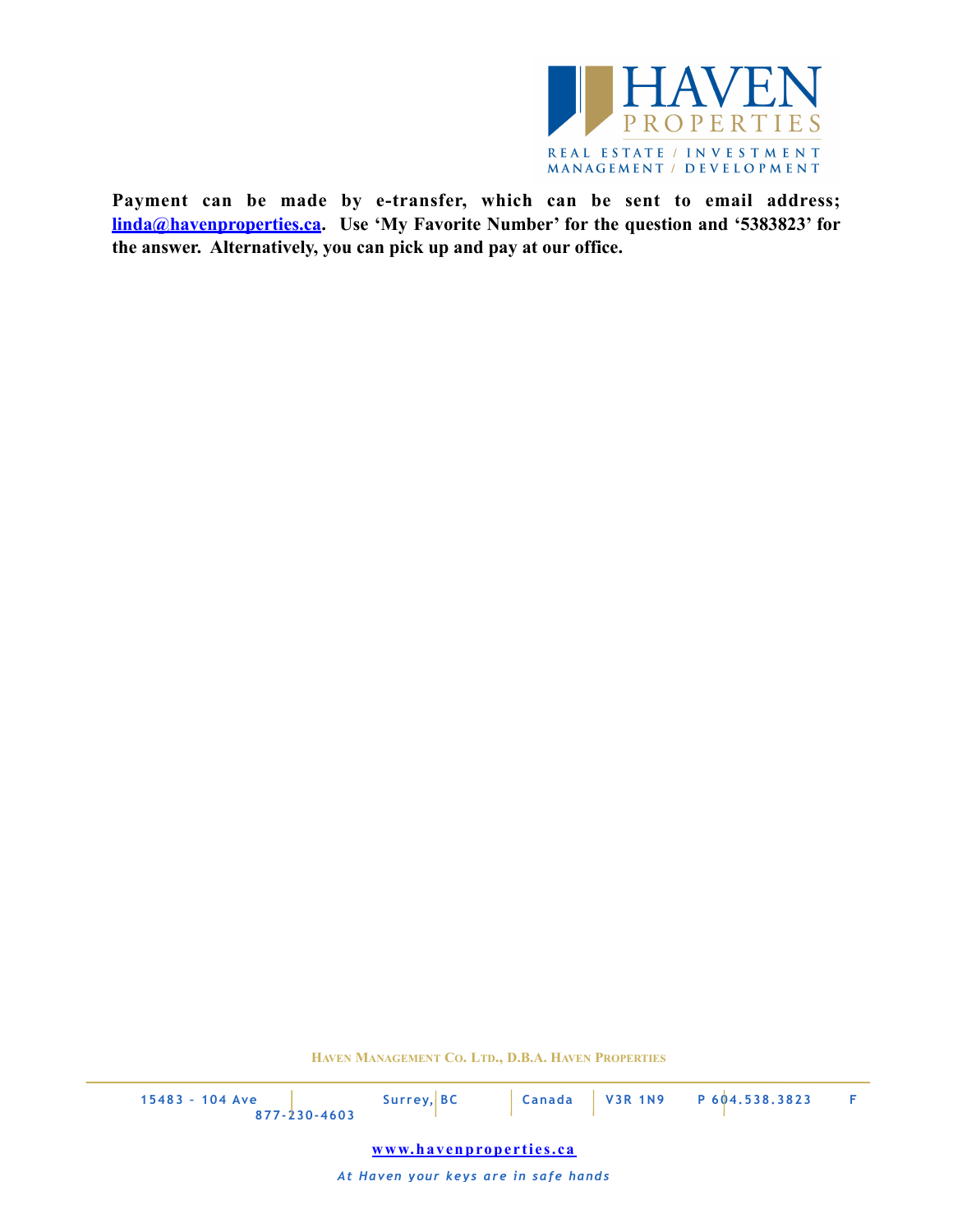**Payment can be made by e-transfer, which can be sent to email address; linda@havenproperties.ca. Use 'My Favorite Number' for the question and '5383823' for the answer. Alternatively, you can pick up and pay at our office.**